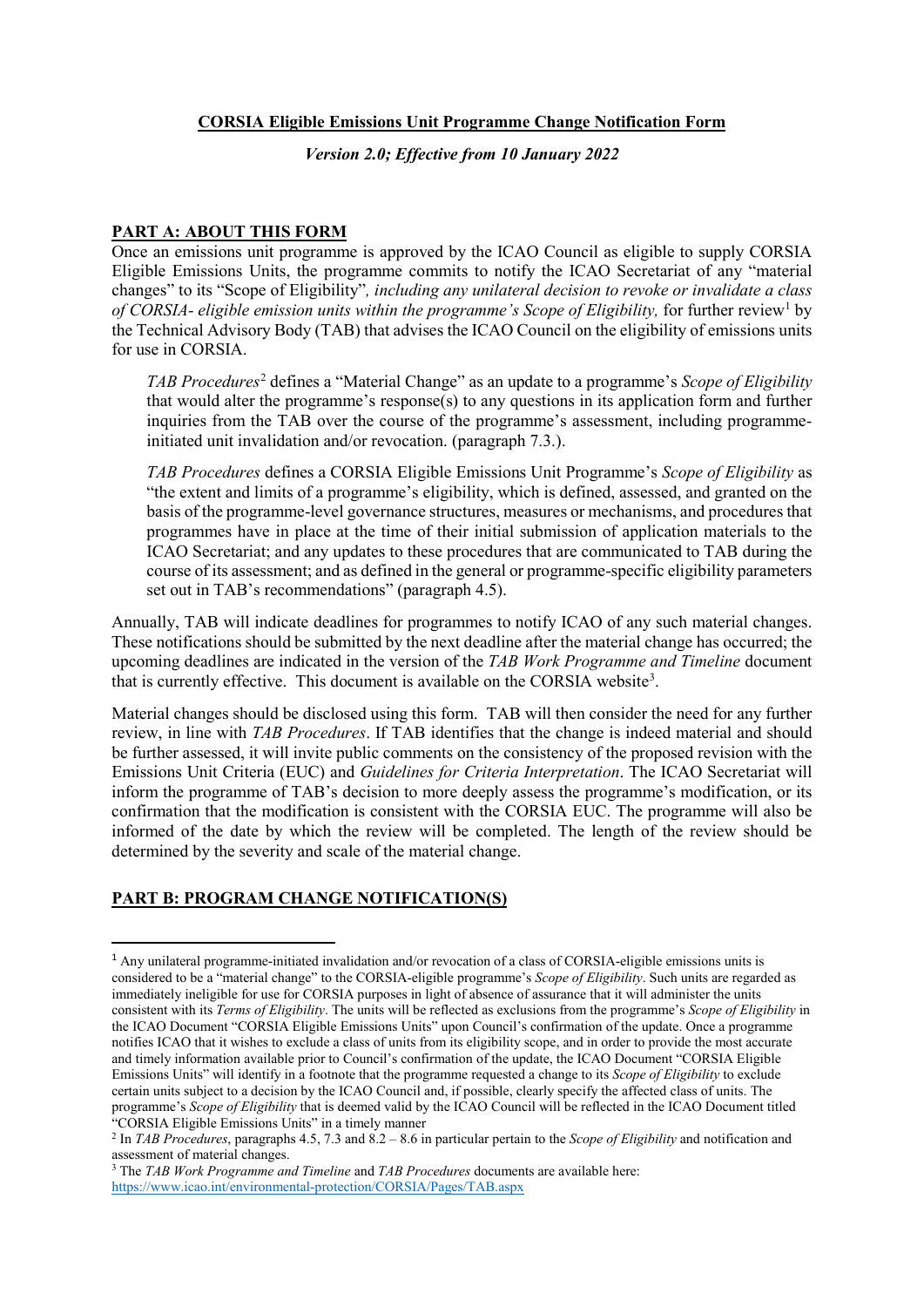**CORSIA Eligible Emissions Unit Programme Change Notification Form**

*Version 2.0; Effective from 10 January 2022*

## PART A: ABOUT THIS FORM

Once an emissions unit programme is approved by the ICAO Council as eligible to supply CORSIA Eligible Emissions Units, the programme commits to notify the ICAO Secretariat of any "material changes" to its "Scope of Eligibility"*, including any unilateral decision to revoke or invalidate a class of CORSIA- eligible emission units within the programme's Scope of Eligibility,* for further review[1] by the Technical Advisory Body (TAB) that advises the ICAO Council on the eligibility of emissions units for use in CORSIA.

> *TAB Procedures*[2] defines a "Material Change" as an update to a programme's *Scope of Eligibility* that would alter the programme's response(s) to any questions in its application form and further inquiries from the TAB over the course of the programme's assessment, including programme-initiated unit invalidation and/or revocation. (paragraph 7.3.).
>
> *TAB Procedures* defines a CORSIA Eligible Emissions Unit Programme's *Scope of Eligibility* as "the extent and limits of a programme's eligibility, which is defined, assessed, and granted on the basis of the programme-level governance structures, measures or mechanisms, and procedures that programmes have in place at the time of their initial submission of application materials to the ICAO Secretariat; and any updates to these procedures that are communicated to TAB during the course of its assessment; and as defined in the general or programme-specific eligibility parameters set out in TAB's recommendations" (paragraph 4.5).

Annually, TAB will indicate deadlines for programmes to notify ICAO of any such material changes. These notifications should be submitted by the next deadline after the material change has occurred; the upcoming deadlines are indicated in the version of the *TAB Work Programme and Timeline* document that is currently effective. This document is available on the CORSIA website[3].

Material changes should be disclosed using this form. TAB will then consider the need for any further review, in line with *TAB Procedures*. If TAB identifies that the change is indeed material and should be further assessed, it will invite public comments on the consistency of the proposed revision with the Emissions Unit Criteria (EUC) and *Guidelines for Criteria Interpretation*. The ICAO Secretariat will inform the programme of TAB's decision to more deeply assess the programme's modification, or its confirmation that the modification is consistent with the CORSIA EUC. The programme will also be informed of the date by which the review will be completed. The length of the review should be determined by the severity and scale of the material change.

## PART B: PROGRAM CHANGE NOTIFICATION(S)

---

[1] Any unilateral programme-initiated invalidation and/or revocation of a class of CORSIA-eligible emissions units is considered to be a "material change" to the CORSIA-eligible programme's *Scope of Eligibility*. Such units are regarded as immediately ineligible for use for CORSIA purposes in light of absence of assurance that it will administer the units consistent with its *Terms of Eligibility*. The units will be reflected as exclusions from the programme's *Scope of Eligibility* in the ICAO Document "CORSIA Eligible Emissions Units" upon Council's confirmation of the update. Once a programme notifies ICAO that it wishes to exclude a class of units from its eligibility scope, and in order to provide the most accurate and timely information available prior to Council's confirmation of the update, the ICAO Document "CORSIA Eligible Emissions Units" will identify in a footnote that the programme requested a change to its *Scope of Eligibility* to exclude certain units subject to a decision by the ICAO Council and, if possible, clearly specify the affected class of units. The programme's *Scope of Eligibility* that is deemed valid by the ICAO Council will be reflected in the ICAO Document titled "CORSIA Eligible Emissions Units" in a timely manner

[2] In *TAB Procedures*, paragraphs 4.5, 7.3 and 8.2 – 8.6 in particular pertain to the *Scope of Eligibility* and notification and assessment of material changes.

[3] The *TAB Work Programme and Timeline* and *TAB Procedures* documents are available here: https://www.icao.int/environmental-protection/CORSIA/Pages/TAB.aspx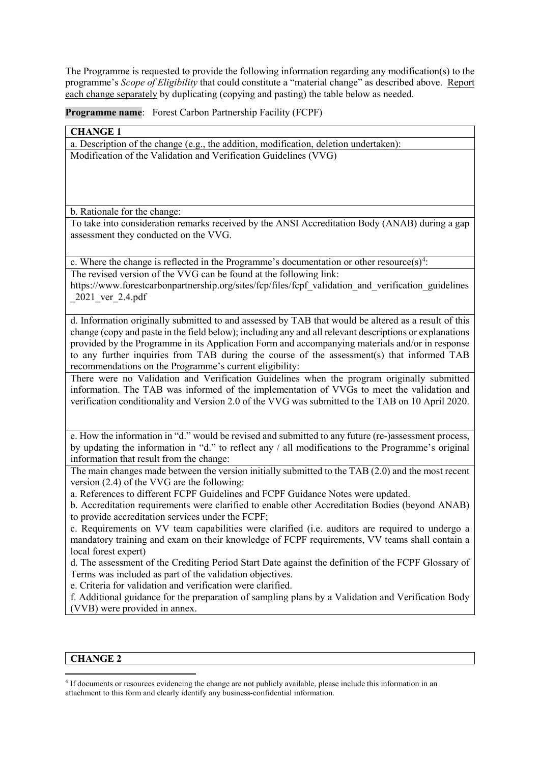The Programme is requested to provide the following information regarding any modification(s) to the programme's *Scope of Eligibility* that could constitute a "material change" as described above. Report each change separately by duplicating (copying and pasting) the table below as needed.

**Programme name**: Forest Carbon Partnership Facility (FCPF)

| **CHANGE 1** |
| --- |
| a. Description of the change (e.g., the addition, modification, deletion undertaken): |
| Modification of the Validation and Verification Guidelines (VVG) |
| b. Rationale for the change: |
| To take into consideration remarks received by the ANSI Accreditation Body (ANAB) during a gap assessment they conducted on the VVG. |
| c. Where the change is reflected in the Programme's documentation or other resource(s)[4]: |
| The revised version of the VVG can be found at the following link: https://www.forestcarbonpartnership.org/sites/fcp/files/fcpf_validation_and_verification_guidelines_2021_ver_2.4.pdf |
| d. Information originally submitted to and assessed by TAB that would be altered as a result of this change (copy and paste in the field below); including any and all relevant descriptions or explanations provided by the Programme in its Application Form and accompanying materials and/or in response to any further inquiries from TAB during the course of the assessment(s) that informed TAB recommendations on the Programme's current eligibility: |
| There were no Validation and Verification Guidelines when the program originally submitted information. The TAB was informed of the implementation of VVGs to meet the validation and verification conditionality and Version 2.0 of the VVG was submitted to the TAB on 10 April 2020. |
| e. How the information in "d." would be revised and submitted to any future (re-)assessment process, by updating the information in "d." to reflect any / all modifications to the Programme's original information that result from the change: |
| The main changes made between the version initially submitted to the TAB (2.0) and the most recent version (2.4) of the VVG are the following:<br>a. References to different FCPF Guidelines and FCPF Guidance Notes were updated.<br>b. Accreditation requirements were clarified to enable other Accreditation Bodies (beyond ANAB) to provide accreditation services under the FCPF;<br>c. Requirements on VV team capabilities were clarified (i.e. auditors are required to undergo a mandatory training and exam on their knowledge of FCPF requirements, VV teams shall contain a local forest expert)<br>d. The assessment of the Crediting Period Start Date against the definition of the FCPF Glossary of Terms was included as part of the validation objectives.<br>e. Criteria for validation and verification were clarified.<br>f. Additional guidance for the preparation of sampling plans by a Validation and Verification Body (VVB) were provided in annex. |

| **CHANGE 2** |
| --- |

[4] If documents or resources evidencing the change are not publicly available, please include this information in an attachment to this form and clearly identify any business-confidential information.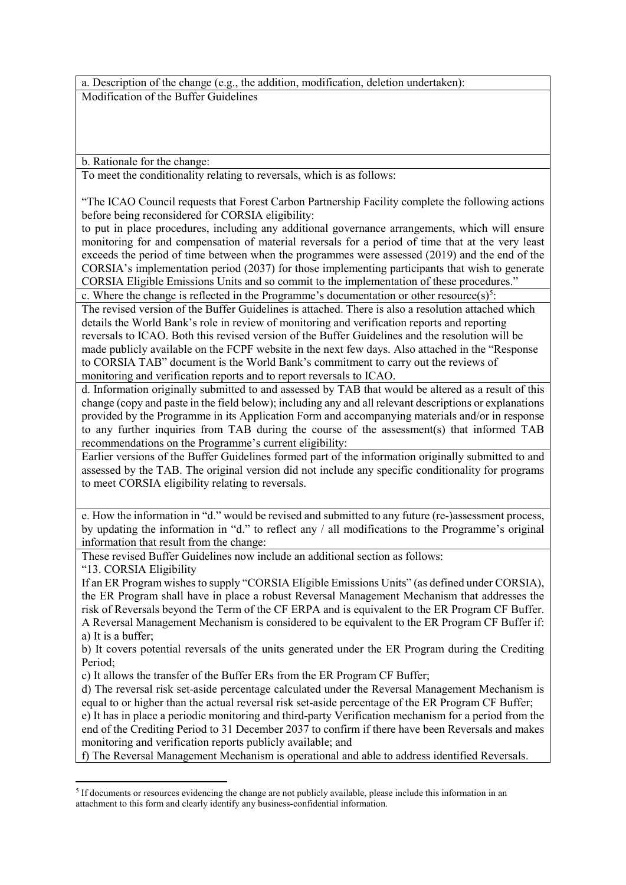| a. Description of the change (e.g., the addition, modification, deletion undertaken): |
| --- |
| Modification of the Buffer Guidelines |
| b. Rationale for the change: |
| To meet the conditionality relating to reversals, which is as follows:<br><br>"The ICAO Council requests that Forest Carbon Partnership Facility complete the following actions before being reconsidered for CORSIA eligibility:<br>to put in place procedures, including any additional governance arrangements, which will ensure monitoring for and compensation of material reversals for a period of time that at the very least exceeds the period of time between when the programmes were assessed (2019) and the end of the CORSIA's implementation period (2037) for those implementing participants that wish to generate CORSIA Eligible Emissions Units and so commit to the implementation of these procedures." |
| c. Where the change is reflected in the Programme's documentation or other resource(s)[5]: |
| The revised version of the Buffer Guidelines is attached. There is also a resolution attached which details the World Bank's role in review of monitoring and verification reports and reporting reversals to ICAO. Both this revised version of the Buffer Guidelines and the resolution will be made publicly available on the FCPF website in the next few days. Also attached in the "Response to CORSIA TAB" document is the World Bank's commitment to carry out the reviews of monitoring and verification reports and to report reversals to ICAO. |
| d. Information originally submitted to and assessed by TAB that would be altered as a result of this change (copy and paste in the field below); including any and all relevant descriptions or explanations provided by the Programme in its Application Form and accompanying materials and/or in response to any further inquiries from TAB during the course of the assessment(s) that informed TAB recommendations on the Programme's current eligibility: |
| Earlier versions of the Buffer Guidelines formed part of the information originally submitted to and assessed by the TAB. The original version did not include any specific conditionality for programs to meet CORSIA eligibility relating to reversals. |
| e. How the information in "d." would be revised and submitted to any future (re-)assessment process, by updating the information in "d." to reflect any / all modifications to the Programme's original information that result from the change: |
| These revised Buffer Guidelines now include an additional section as follows:<br>"13. CORSIA Eligibility<br>If an ER Program wishes to supply "CORSIA Eligible Emissions Units" (as defined under CORSIA), the ER Program shall have in place a robust Reversal Management Mechanism that addresses the risk of Reversals beyond the Term of the CF ERPA and is equivalent to the ER Program CF Buffer. A Reversal Management Mechanism is considered to be equivalent to the ER Program CF Buffer if:<br>a) It is a buffer;<br>b) It covers potential reversals of the units generated under the ER Program during the Crediting Period;<br>c) It allows the transfer of the Buffer ERs from the ER Program CF Buffer;<br>d) The reversal risk set-aside percentage calculated under the Reversal Management Mechanism is equal to or higher than the actual reversal risk set-aside percentage of the ER Program CF Buffer;<br>e) It has in place a periodic monitoring and third-party Verification mechanism for a period from the end of the Crediting Period to 31 December 2037 to confirm if there have been Reversals and makes monitoring and verification reports publicly available; and<br>f) The Reversal Management Mechanism is operational and able to address identified Reversals. |

[5] If documents or resources evidencing the change are not publicly available, please include this information in an attachment to this form and clearly identify any business-confidential information.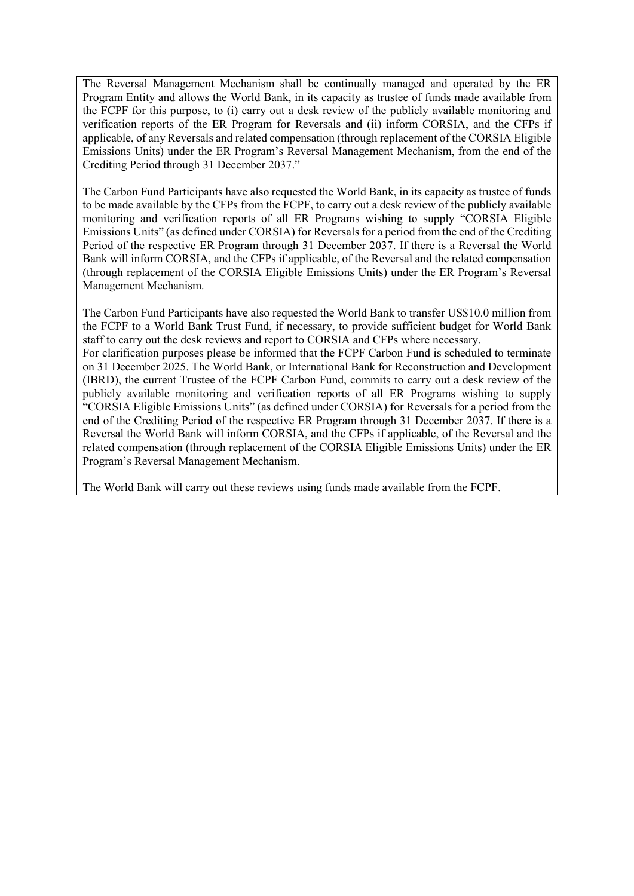The Reversal Management Mechanism shall be continually managed and operated by the ER Program Entity and allows the World Bank, in its capacity as trustee of funds made available from the FCPF for this purpose, to (i) carry out a desk review of the publicly available monitoring and verification reports of the ER Program for Reversals and (ii) inform CORSIA, and the CFPs if applicable, of any Reversals and related compensation (through replacement of the CORSIA Eligible Emissions Units) under the ER Program's Reversal Management Mechanism, from the end of the Crediting Period through 31 December 2037."

The Carbon Fund Participants have also requested the World Bank, in its capacity as trustee of funds to be made available by the CFPs from the FCPF, to carry out a desk review of the publicly available monitoring and verification reports of all ER Programs wishing to supply "CORSIA Eligible Emissions Units" (as defined under CORSIA) for Reversals for a period from the end of the Crediting Period of the respective ER Program through 31 December 2037. If there is a Reversal the World Bank will inform CORSIA, and the CFPs if applicable, of the Reversal and the related compensation (through replacement of the CORSIA Eligible Emissions Units) under the ER Program's Reversal Management Mechanism.

The Carbon Fund Participants have also requested the World Bank to transfer US$10.0 million from the FCPF to a World Bank Trust Fund, if necessary, to provide sufficient budget for World Bank staff to carry out the desk reviews and report to CORSIA and CFPs where necessary.
For clarification purposes please be informed that the FCPF Carbon Fund is scheduled to terminate on 31 December 2025. The World Bank, or International Bank for Reconstruction and Development (IBRD), the current Trustee of the FCPF Carbon Fund, commits to carry out a desk review of the publicly available monitoring and verification reports of all ER Programs wishing to supply "CORSIA Eligible Emissions Units" (as defined under CORSIA) for Reversals for a period from the end of the Crediting Period of the respective ER Program through 31 December 2037. If there is a Reversal the World Bank will inform CORSIA, and the CFPs if applicable, of the Reversal and the related compensation (through replacement of the CORSIA Eligible Emissions Units) under the ER Program's Reversal Management Mechanism.

The World Bank will carry out these reviews using funds made available from the FCPF.